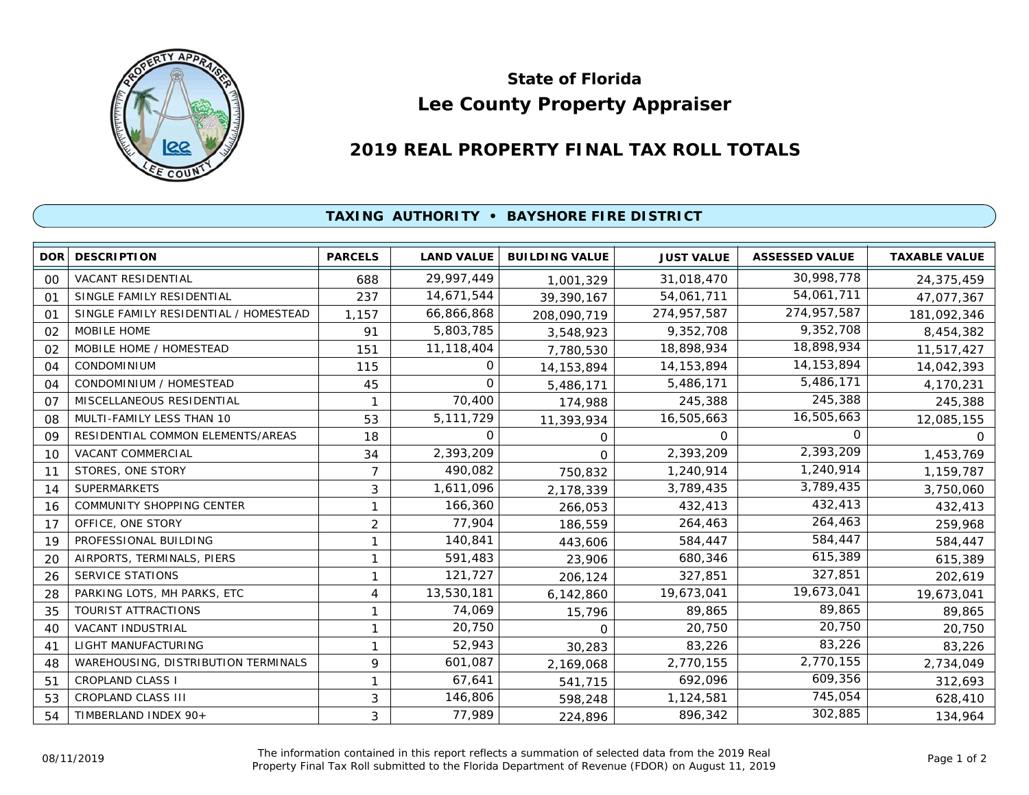# State of Florida
# Lee County Property Appraiser

## 2019 REAL PROPERTY FINAL TAX ROLL TOTALS

### TAXING AUTHORITY • BAYSHORE FIRE DISTRICT

| DOR | DESCRIPTION | PARCELS | LAND VALUE | BUILDING VALUE | JUST VALUE | ASSESSED VALUE | TAXABLE VALUE |
|---|---|---|---|---|---|---|---|
| 00 | VACANT RESIDENTIAL | 688 | 29,997,449 | 1,001,329 | 31,018,470 | 30,998,778 | 24,375,459 |
| 01 | SINGLE FAMILY RESIDENTIAL | 237 | 14,671,544 | 39,390,167 | 54,061,711 | 54,061,711 | 47,077,367 |
| 01 | SINGLE FAMILY RESIDENTIAL / HOMESTEAD | 1,157 | 66,866,868 | 208,090,719 | 274,957,587 | 274,957,587 | 181,092,346 |
| 02 | MOBILE HOME | 91 | 5,803,785 | 3,548,923 | 9,352,708 | 9,352,708 | 8,454,382 |
| 02 | MOBILE HOME / HOMESTEAD | 151 | 11,118,404 | 7,780,530 | 18,898,934 | 18,898,934 | 11,517,427 |
| 04 | CONDOMINIUM | 115 | 0 | 14,153,894 | 14,153,894 | 14,153,894 | 14,042,393 |
| 04 | CONDOMINIUM / HOMESTEAD | 45 | 0 | 5,486,171 | 5,486,171 | 5,486,171 | 4,170,231 |
| 07 | MISCELLANEOUS RESIDENTIAL | 1 | 70,400 | 174,988 | 245,388 | 245,388 | 245,388 |
| 08 | MULTI-FAMILY LESS THAN 10 | 53 | 5,111,729 | 11,393,934 | 16,505,663 | 16,505,663 | 12,085,155 |
| 09 | RESIDENTIAL COMMON ELEMENTS/AREAS | 18 | 0 | 0 | 0 | 0 | 0 |
| 10 | VACANT COMMERCIAL | 34 | 2,393,209 | 0 | 2,393,209 | 2,393,209 | 1,453,769 |
| 11 | STORES, ONE STORY | 7 | 490,082 | 750,832 | 1,240,914 | 1,240,914 | 1,159,787 |
| 14 | SUPERMARKETS | 3 | 1,611,096 | 2,178,339 | 3,789,435 | 3,789,435 | 3,750,060 |
| 16 | COMMUNITY SHOPPING CENTER | 1 | 166,360 | 266,053 | 432,413 | 432,413 | 432,413 |
| 17 | OFFICE, ONE STORY | 2 | 77,904 | 186,559 | 264,463 | 264,463 | 259,968 |
| 19 | PROFESSIONAL BUILDING | 1 | 140,841 | 443,606 | 584,447 | 584,447 | 584,447 |
| 20 | AIRPORTS, TERMINALS, PIERS | 1 | 591,483 | 23,906 | 680,346 | 615,389 | 615,389 |
| 26 | SERVICE STATIONS | 1 | 121,727 | 206,124 | 327,851 | 327,851 | 202,619 |
| 28 | PARKING LOTS, MH PARKS, ETC | 4 | 13,530,181 | 6,142,860 | 19,673,041 | 19,673,041 | 19,673,041 |
| 35 | TOURIST ATTRACTIONS | 1 | 74,069 | 15,796 | 89,865 | 89,865 | 89,865 |
| 40 | VACANT INDUSTRIAL | 1 | 20,750 | 0 | 20,750 | 20,750 | 20,750 |
| 41 | LIGHT MANUFACTURING | 1 | 52,943 | 30,283 | 83,226 | 83,226 | 83,226 |
| 48 | WAREHOUSING, DISTRIBUTION TERMINALS | 9 | 601,087 | 2,169,068 | 2,770,155 | 2,770,155 | 2,734,049 |
| 51 | CROPLAND CLASS I | 1 | 67,641 | 541,715 | 692,096 | 609,356 | 312,693 |
| 53 | CROPLAND CLASS III | 3 | 146,806 | 598,248 | 1,124,581 | 745,054 | 628,410 |
| 54 | TIMBERLAND INDEX 90+ | 3 | 77,989 | 224,896 | 896,342 | 302,885 | 134,964 |

08/11/2019

The information contained in this report reflects a summation of selected data from the 2019 Real Property Final Tax Roll submitted to the Florida Department of Revenue (FDOR) on August 11, 2019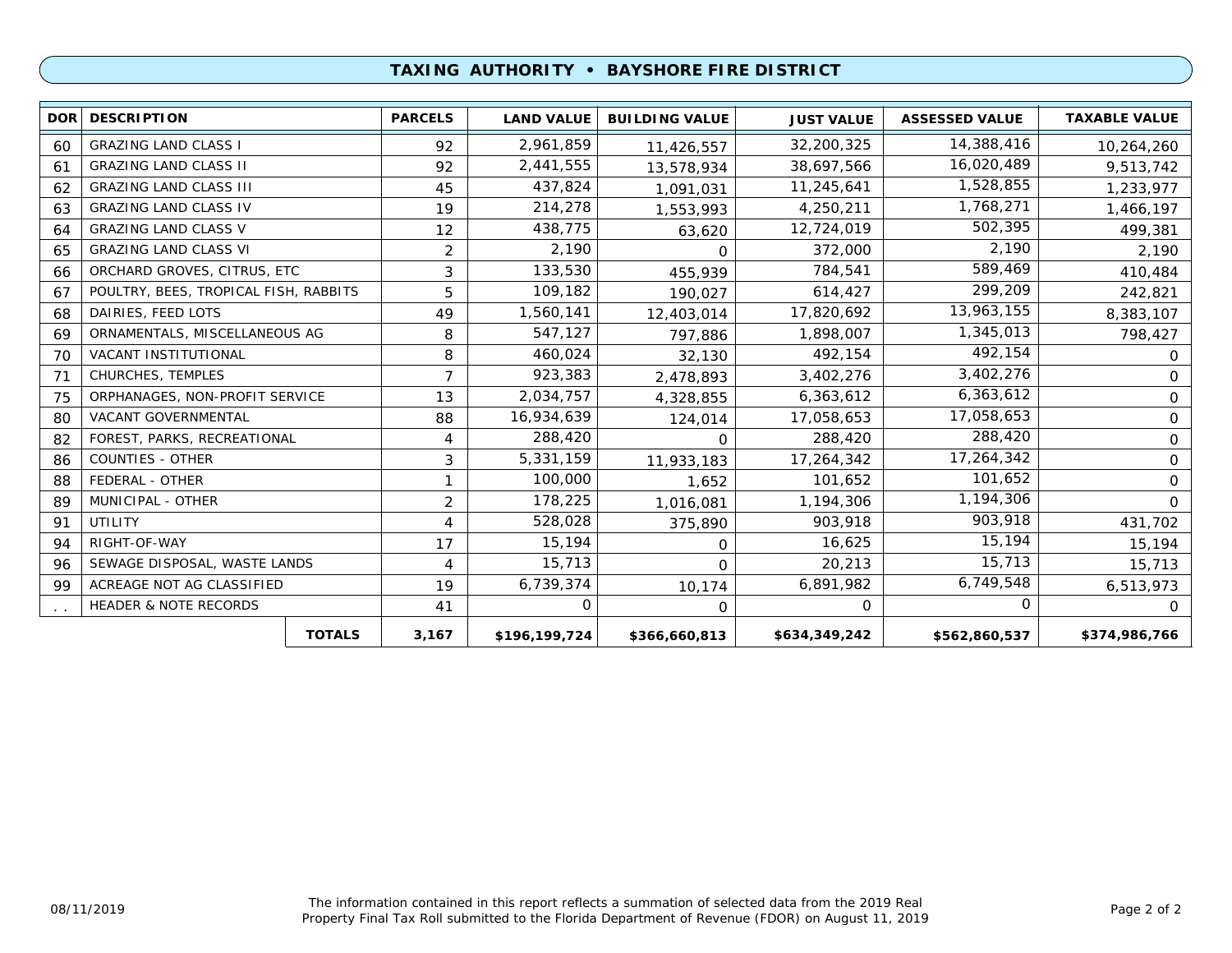## TAXING AUTHORITY • BAYSHORE FIRE DISTRICT

| DOR | DESCRIPTION | PARCELS | LAND VALUE | BUILDING VALUE | JUST VALUE | ASSESSED VALUE | TAXABLE VALUE |
|---|---|---|---|---|---|---|---|
| 60 | GRAZING LAND CLASS I | 92 | 2,961,859 | 11,426,557 | 32,200,325 | 14,388,416 | 10,264,260 |
| 61 | GRAZING LAND CLASS II | 92 | 2,441,555 | 13,578,934 | 38,697,566 | 16,020,489 | 9,513,742 |
| 62 | GRAZING LAND CLASS III | 45 | 437,824 | 1,091,031 | 11,245,641 | 1,528,855 | 1,233,977 |
| 63 | GRAZING LAND CLASS IV | 19 | 214,278 | 1,553,993 | 4,250,211 | 1,768,271 | 1,466,197 |
| 64 | GRAZING LAND CLASS V | 12 | 438,775 | 63,620 | 12,724,019 | 502,395 | 499,381 |
| 65 | GRAZING LAND CLASS VI | 2 | 2,190 | 0 | 372,000 | 2,190 | 2,190 |
| 66 | ORCHARD GROVES, CITRUS, ETC | 3 | 133,530 | 455,939 | 784,541 | 589,469 | 410,484 |
| 67 | POULTRY, BEES, TROPICAL FISH, RABBITS | 5 | 109,182 | 190,027 | 614,427 | 299,209 | 242,821 |
| 68 | DAIRIES, FEED LOTS | 49 | 1,560,141 | 12,403,014 | 17,820,692 | 13,963,155 | 8,383,107 |
| 69 | ORNAMENTALS, MISCELLANEOUS AG | 8 | 547,127 | 797,886 | 1,898,007 | 1,345,013 | 798,427 |
| 70 | VACANT INSTITUTIONAL | 8 | 460,024 | 32,130 | 492,154 | 492,154 | 0 |
| 71 | CHURCHES, TEMPLES | 7 | 923,383 | 2,478,893 | 3,402,276 | 3,402,276 | 0 |
| 75 | ORPHANAGES, NON-PROFIT SERVICE | 13 | 2,034,757 | 4,328,855 | 6,363,612 | 6,363,612 | 0 |
| 80 | VACANT GOVERNMENTAL | 88 | 16,934,639 | 124,014 | 17,058,653 | 17,058,653 | 0 |
| 82 | FOREST, PARKS, RECREATIONAL | 4 | 288,420 | 0 | 288,420 | 288,420 | 0 |
| 86 | COUNTIES - OTHER | 3 | 5,331,159 | 11,933,183 | 17,264,342 | 17,264,342 | 0 |
| 88 | FEDERAL - OTHER | 1 | 100,000 | 1,652 | 101,652 | 101,652 | 0 |
| 89 | MUNICIPAL - OTHER | 2 | 178,225 | 1,016,081 | 1,194,306 | 1,194,306 | 0 |
| 91 | UTILITY | 4 | 528,028 | 375,890 | 903,918 | 903,918 | 431,702 |
| 94 | RIGHT-OF-WAY | 17 | 15,194 | 0 | 16,625 | 15,194 | 15,194 |
| 96 | SEWAGE DISPOSAL, WASTE LANDS | 4 | 15,713 | 0 | 20,213 | 15,713 | 15,713 |
| 99 | ACREAGE NOT AG CLASSIFIED | 19 | 6,739,374 | 10,174 | 6,891,982 | 6,749,548 | 6,513,973 |
| .. | HEADER & NOTE RECORDS | 41 | 0 | 0 | 0 | 0 | 0 |
| | **TOTALS** | **3,167** | **$196,199,724** | **$366,660,813** | **$634,349,242** | **$562,860,537** | **$374,986,766** |

08/11/2019

The information contained in this report reflects a summation of selected data from the 2019 Real Property Final Tax Roll submitted to the Florida Department of Revenue (FDOR) on August 11, 2019